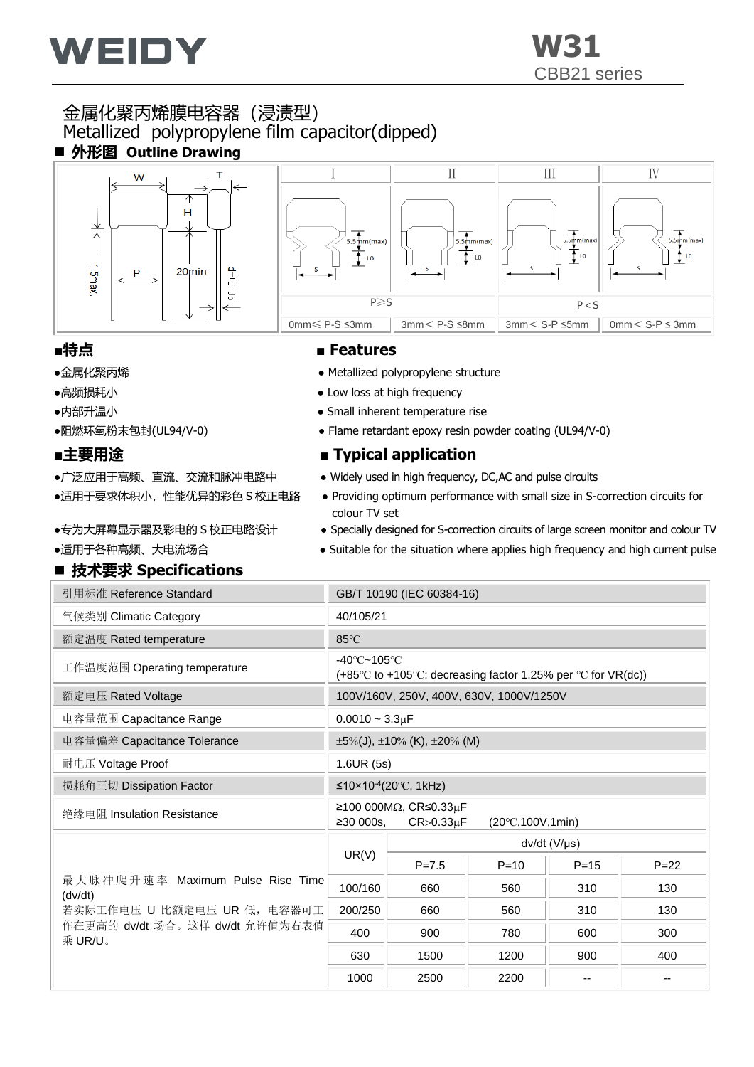# WEIDY

## W31
CBB21 series

# 金属化聚丙烯膜电容器（浸渍型）
# Metallized polypropylene film capacitor(dipped)

## ■ 外形图 Outline Drawing

| I | II | III | IV |
|---|---|---|---|
| P≥S | | P<S | |
| 0mm≤ P-S ≤3mm | 3mm< P-S ≤8mm | 3mm< S-P ≤5mm | 0mm< S-P ≤ 3mm |

## ■特点

- ●金属化聚丙烯
- ●高频损耗小
- ●内部升温小
- ●阻燃环氧粉末包封(UL94/V-0)

## ■ Features

- ● Metallized polypropylene structure
- ● Low loss at high frequency
- ● Small inherent temperature rise
- ● Flame retardant epoxy resin powder coating (UL94/V-0)

## ■主要用途

- ●广泛应用于高频、直流、交流和脉冲电路中
- ●适用于要求体积小，性能优异的彩色 S 校正电路
- ●专为大屏幕显示器及彩电的 S 校正电路设计
- ●适用于各种高频、大电流场合

## ■ Typical application

- ● Widely used in high frequency, DC,AC and pulse circuits
- ● Providing optimum performance with small size in S-correction circuits for colour TV set
- ● Specially designed for S-correction circuits of large screen monitor and colour TV
- ● Suitable for the situation where applies high frequency and high current pulse

## ■ 技术要求 Specifications

| | |
|---|---|
| 引用标准 Reference Standard | GB/T 10190 (IEC 60384-16) |
| 气候类别 Climatic Category | 40/105/21 |
| 额定温度 Rated temperature | 85℃ |
| 工作温度范围 Operating temperature | -40℃~105℃<br>(+85℃ to +105℃: decreasing factor 1.25% per ℃ for VR(dc)) |
| 额定电压 Rated Voltage | 100V/160V, 250V, 400V, 630V, 1000V/1250V |
| 电容量范围 Capacitance Range | 0.0010 ~ 3.3μF |
| 电容量偏差 Capacitance Tolerance | ±5%(J), ±10% (K), ±20% (M) |
| 耐电压 Voltage Proof | 1.6UR (5s) |
| 损耗角正切 Dissipation Factor | ≤$10\times10^{-4}$(20℃, 1kHz) |
| 绝缘电阻 Insulation Resistance | ≥100 000MΩ, CR≤0.33μF<br>≥30 000s, CR>0.33μF (20℃,100V,1min) |

最大脉冲爬升速率 Maximum Pulse Rise Time (dv/dt)
若实际工作电压 U 比额定电压 UR 低，电容器可工作在更高的 dv/dt 场合。这样 dv/dt 允许值为右表值乘 UR/U。

| UR(V) | dv/dt (V/μs) | | | |
|---|---|---|---|---|
| | P=7.5 | P=10 | P=15 | P=22 |
| 100/160 | 660 | 560 | 310 | 130 |
| 200/250 | 660 | 560 | 310 | 130 |
| 400 | 900 | 780 | 600 | 300 |
| 630 | 1500 | 1200 | 900 | 400 |
| 1000 | 2500 | 2200 | -- | -- |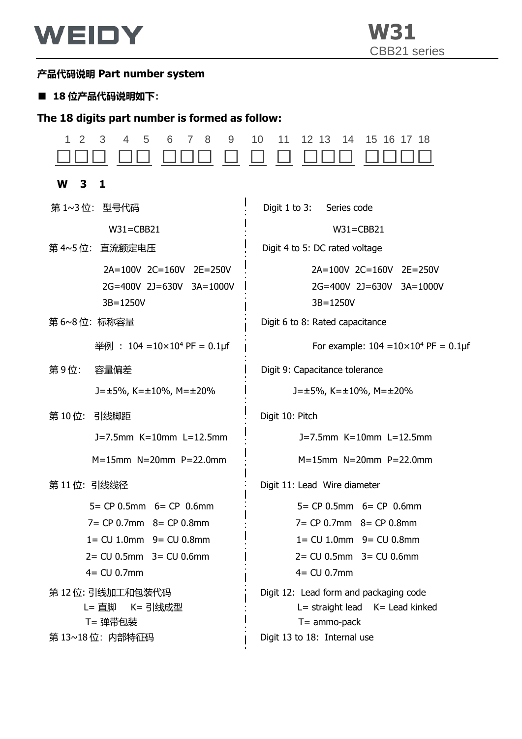## 产品代码说明 Part number system

■ **18 位产品代码说明如下:**

**The 18 digits part number is formed as follow:**

| 1 | 2 | 3 | 4 | 5 | 6 | 7 | 8 | 9 | 10 | 11 | 12 | 13 | 14 | 15 | 16 | 17 | 18 |
|---|---|---|---|---|---|---|---|---|---|---|---|---|---|---|---|---|---|
| □ | □ | □ | □ | □ | □ | □ | □ | □ | □ | □ | □ | □ | □ | □ | □ | □ | □ |
| **W** | **3** | **1** | | | | | | | | | | | | | | | |

| 中文 | English |
|---|---|
| 第 1~3 位: 型号代码<br>W31=CBB21 | Digit 1 to 3: Series code<br>W31=CBB21 |
| 第 4~5 位: 直流额定电压<br>2A=100V 2C=160V 2E=250V<br>2G=400V 2J=630V 3A=1000V<br>3B=1250V | Digit 4 to 5: DC rated voltage<br>2A=100V 2C=160V 2E=250V<br>2G=400V 2J=630V 3A=1000V<br>3B=1250V |
| 第 6~8 位: 标称容量<br>举例 : 104 =10×10⁴ PF = 0.1μf | Digit 6 to 8: Rated capacitance<br>For example: 104 =10×10⁴ PF = 0.1μf |
| 第 9 位: 容量偏差<br>J=±5%, K=±10%, M=±20% | Digit 9: Capacitance tolerance<br>J=±5%, K=±10%, M=±20% |
| 第 10 位: 引线脚距<br>J=7.5mm K=10mm L=12.5mm<br>M=15mm N=20mm P=22.0mm | Digit 10: Pitch<br>J=7.5mm K=10mm L=12.5mm<br>M=15mm N=20mm P=22.0mm |
| 第 11 位: 引线线径<br>5= CP 0.5mm 6= CP 0.6mm<br>7= CP 0.7mm 8= CP 0.8mm<br>1= CU 1.0mm 9= CU 0.8mm<br>2= CU 0.5mm 3= CU 0.6mm<br>4= CU 0.7mm | Digit 11: Lead Wire diameter<br>5= CP 0.5mm 6= CP 0.6mm<br>7= CP 0.7mm 8= CP 0.8mm<br>1= CU 1.0mm 9= CU 0.8mm<br>2= CU 0.5mm 3= CU 0.6mm<br>4= CU 0.7mm |
| 第 12 位: 引线加工和包装代码<br>L= 直脚 K= 引线成型<br>T= 弹带包装 | Digit 12: Lead form and packaging code<br>L= straight lead K= Lead kinked<br>T= ammo-pack |
| 第 13~18 位: 内部特征码 | Digit 13 to 18: Internal use |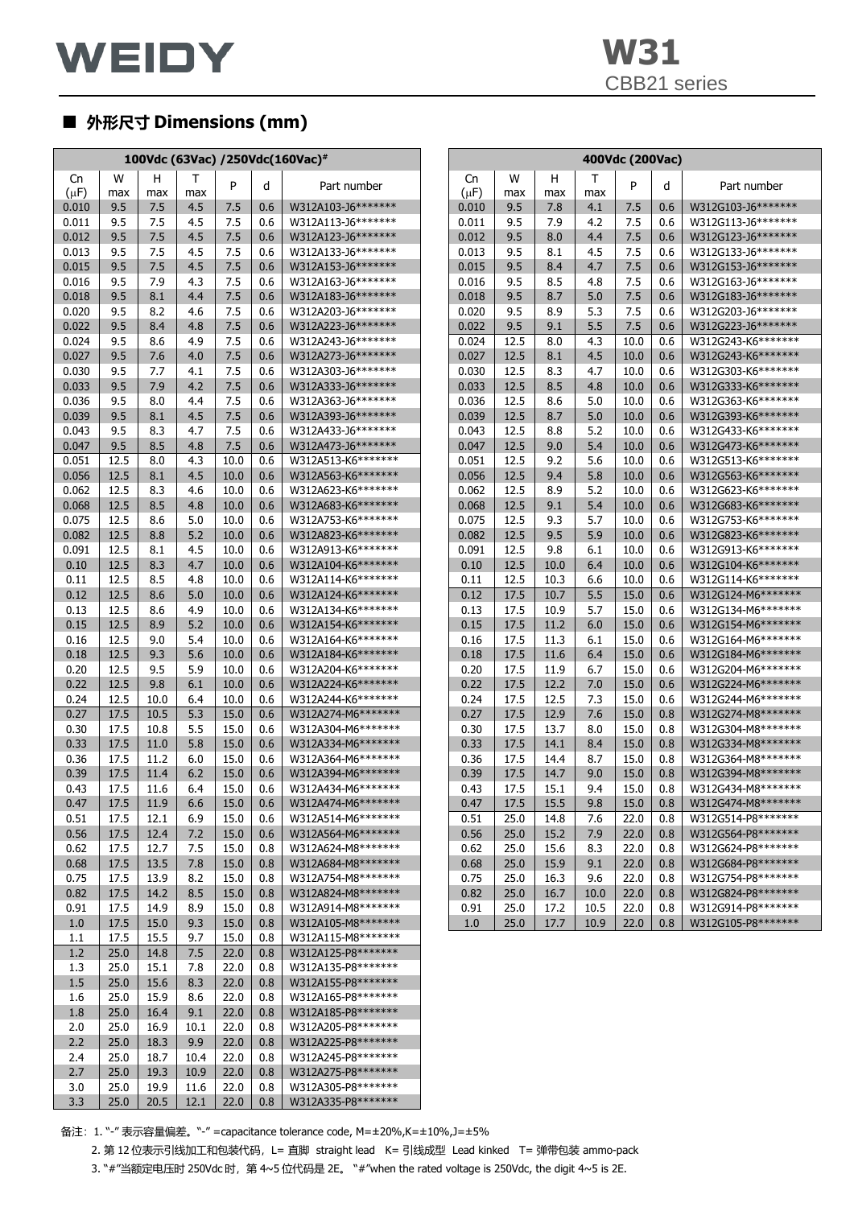## ■ 外形尺寸 Dimensions (mm)

| 100Vdc (63Vac) /250Vdc(160Vac)# | | | | | | |
|---|---|---|---|---|---|---|
| Cn (μF) | W max | H max | T max | P | d | Part number |
| 0.010 | 9.5 | 7.5 | 4.5 | 7.5 | 0.6 | W312A103-J6******* |
| 0.011 | 9.5 | 7.5 | 4.5 | 7.5 | 0.6 | W312A113-J6******* |
| 0.012 | 9.5 | 7.5 | 4.5 | 7.5 | 0.6 | W312A123-J6******* |
| 0.013 | 9.5 | 7.5 | 4.5 | 7.5 | 0.6 | W312A133-J6******* |
| 0.015 | 9.5 | 7.5 | 4.5 | 7.5 | 0.6 | W312A153-J6******* |
| 0.016 | 9.5 | 7.9 | 4.3 | 7.5 | 0.6 | W312A163-J6******* |
| 0.018 | 9.5 | 8.1 | 4.4 | 7.5 | 0.6 | W312A183-J6******* |
| 0.020 | 9.5 | 8.2 | 4.6 | 7.5 | 0.6 | W312A203-J6******* |
| 0.022 | 9.5 | 8.4 | 4.8 | 7.5 | 0.6 | W312A223-J6******* |
| 0.024 | 9.5 | 8.6 | 4.9 | 7.5 | 0.6 | W312A243-J6******* |
| 0.027 | 9.5 | 7.6 | 4.0 | 7.5 | 0.6 | W312A273-J6******* |
| 0.030 | 9.5 | 7.7 | 4.1 | 7.5 | 0.6 | W312A303-J6******* |
| 0.033 | 9.5 | 7.9 | 4.2 | 7.5 | 0.6 | W312A333-J6******* |
| 0.036 | 9.5 | 8.0 | 4.4 | 7.5 | 0.6 | W312A363-J6******* |
| 0.039 | 9.5 | 8.1 | 4.5 | 7.5 | 0.6 | W312A393-J6******* |
| 0.043 | 9.5 | 8.3 | 4.7 | 7.5 | 0.6 | W312A433-J6******* |
| 0.047 | 9.5 | 8.5 | 4.8 | 7.5 | 0.6 | W312A473-J6******* |
| 0.051 | 12.5 | 8.0 | 4.3 | 10.0 | 0.6 | W312A513-K6******* |
| 0.056 | 12.5 | 8.1 | 4.5 | 10.0 | 0.6 | W312A563-K6******* |
| 0.062 | 12.5 | 8.3 | 4.6 | 10.0 | 0.6 | W312A623-K6******* |
| 0.068 | 12.5 | 8.5 | 4.8 | 10.0 | 0.6 | W312A683-K6******* |
| 0.075 | 12.5 | 8.6 | 5.0 | 10.0 | 0.6 | W312A753-K6******* |
| 0.082 | 12.5 | 8.8 | 5.2 | 10.0 | 0.6 | W312A823-K6******* |
| 0.091 | 12.5 | 8.1 | 4.5 | 10.0 | 0.6 | W312A913-K6******* |
| 0.10 | 12.5 | 8.3 | 4.7 | 10.0 | 0.6 | W312A104-K6******* |
| 0.11 | 12.5 | 8.5 | 4.8 | 10.0 | 0.6 | W312A114-K6******* |
| 0.12 | 12.5 | 8.6 | 5.0 | 10.0 | 0.6 | W312A124-K6******* |
| 0.13 | 12.5 | 8.6 | 4.9 | 10.0 | 0.6 | W312A134-K6******* |
| 0.15 | 12.5 | 8.9 | 5.2 | 10.0 | 0.6 | W312A154-K6******* |
| 0.16 | 12.5 | 9.0 | 5.4 | 10.0 | 0.6 | W312A164-K6******* |
| 0.18 | 12.5 | 9.3 | 5.6 | 10.0 | 0.6 | W312A184-K6******* |
| 0.20 | 12.5 | 9.5 | 5.9 | 10.0 | 0.6 | W312A204-K6******* |
| 0.22 | 12.5 | 9.8 | 6.1 | 10.0 | 0.6 | W312A224-K6******* |
| 0.24 | 12.5 | 10.0 | 6.4 | 10.0 | 0.6 | W312A244-K6******* |
| 0.27 | 17.5 | 10.5 | 5.3 | 15.0 | 0.6 | W312A274-M6******* |
| 0.30 | 17.5 | 10.8 | 5.5 | 15.0 | 0.6 | W312A304-M6******* |
| 0.33 | 17.5 | 11.0 | 5.8 | 15.0 | 0.6 | W312A334-M6******* |
| 0.36 | 17.5 | 11.2 | 6.0 | 15.0 | 0.6 | W312A364-M6******* |
| 0.39 | 17.5 | 11.4 | 6.2 | 15.0 | 0.6 | W312A394-M6******* |
| 0.43 | 17.5 | 11.6 | 6.4 | 15.0 | 0.6 | W312A434-M6******* |
| 0.47 | 17.5 | 11.9 | 6.6 | 15.0 | 0.6 | W312A474-M6******* |
| 0.51 | 17.5 | 12.1 | 6.9 | 15.0 | 0.6 | W312A514-M6******* |
| 0.56 | 17.5 | 12.4 | 7.2 | 15.0 | 0.6 | W312A564-M6******* |
| 0.62 | 17.5 | 12.7 | 7.5 | 15.0 | 0.8 | W312A624-M8******* |
| 0.68 | 17.5 | 13.5 | 7.8 | 15.0 | 0.8 | W312A684-M8******* |
| 0.75 | 17.5 | 13.9 | 8.2 | 15.0 | 0.8 | W312A754-M8******* |
| 0.82 | 17.5 | 14.2 | 8.5 | 15.0 | 0.8 | W312A824-M8******* |
| 0.91 | 17.5 | 14.9 | 8.9 | 15.0 | 0.8 | W312A914-M8******* |
| 1.0 | 17.5 | 15.0 | 9.3 | 15.0 | 0.8 | W312A105-M8******* |
| 1.1 | 17.5 | 15.5 | 9.7 | 15.0 | 0.8 | W312A115-M8******* |
| 1.2 | 25.0 | 14.8 | 7.5 | 22.0 | 0.8 | W312A125-P8******* |
| 1.3 | 25.0 | 15.1 | 7.8 | 22.0 | 0.8 | W312A135-P8******* |
| 1.5 | 25.0 | 15.6 | 8.3 | 22.0 | 0.8 | W312A155-P8******* |
| 1.6 | 25.0 | 15.9 | 8.6 | 22.0 | 0.8 | W312A165-P8******* |
| 1.8 | 25.0 | 16.4 | 9.1 | 22.0 | 0.8 | W312A185-P8******* |
| 2.0 | 25.0 | 16.9 | 10.1 | 22.0 | 0.8 | W312A205-P8******* |
| 2.2 | 25.0 | 18.3 | 9.9 | 22.0 | 0.8 | W312A225-P8******* |
| 2.4 | 25.0 | 18.7 | 10.4 | 22.0 | 0.8 | W312A245-P8******* |
| 2.7 | 25.0 | 19.3 | 10.9 | 22.0 | 0.8 | W312A275-P8******* |
| 3.0 | 25.0 | 19.9 | 11.6 | 22.0 | 0.8 | W312A305-P8******* |
| 3.3 | 25.0 | 20.5 | 12.1 | 22.0 | 0.8 | W312A335-P8******* |

| 400Vdc (200Vac) | | | | | | |
|---|---|---|---|---|---|---|
| Cn (μF) | W max | H max | T max | P | d | Part number |
| 0.010 | 9.5 | 7.8 | 4.1 | 7.5 | 0.6 | W312G103-J6******* |
| 0.011 | 9.5 | 7.9 | 4.2 | 7.5 | 0.6 | W312G113-J6******* |
| 0.012 | 9.5 | 8.0 | 4.4 | 7.5 | 0.6 | W312G123-J6******* |
| 0.013 | 9.5 | 8.1 | 4.5 | 7.5 | 0.6 | W312G133-J6******* |
| 0.015 | 9.5 | 8.4 | 4.7 | 7.5 | 0.6 | W312G153-J6******* |
| 0.016 | 9.5 | 8.5 | 4.8 | 7.5 | 0.6 | W312G163-J6******* |
| 0.018 | 9.5 | 8.7 | 5.0 | 7.5 | 0.6 | W312G183-J6******* |
| 0.020 | 9.5 | 8.9 | 5.3 | 7.5 | 0.6 | W312G203-J6******* |
| 0.022 | 9.5 | 9.1 | 5.5 | 7.5 | 0.6 | W312G223-J6******* |
| 0.024 | 12.5 | 8.0 | 4.3 | 10.0 | 0.6 | W312G243-K6******* |
| 0.027 | 12.5 | 8.1 | 4.5 | 10.0 | 0.6 | W312G243-K6******* |
| 0.030 | 12.5 | 8.3 | 4.7 | 10.0 | 0.6 | W312G303-K6******* |
| 0.033 | 12.5 | 8.5 | 4.8 | 10.0 | 0.6 | W312G333-K6******* |
| 0.036 | 12.5 | 8.6 | 5.0 | 10.0 | 0.6 | W312G363-K6******* |
| 0.039 | 12.5 | 8.7 | 5.0 | 10.0 | 0.6 | W312G393-K6******* |
| 0.043 | 12.5 | 8.8 | 5.2 | 10.0 | 0.6 | W312G433-K6******* |
| 0.047 | 12.5 | 9.0 | 5.4 | 10.0 | 0.6 | W312G473-K6******* |
| 0.051 | 12.5 | 9.2 | 5.6 | 10.0 | 0.6 | W312G513-K6******* |
| 0.056 | 12.5 | 9.4 | 5.8 | 10.0 | 0.6 | W312G563-K6******* |
| 0.062 | 12.5 | 8.9 | 5.2 | 10.0 | 0.6 | W312G623-K6******* |
| 0.068 | 12.5 | 9.1 | 5.4 | 10.0 | 0.6 | W312G683-K6******* |
| 0.075 | 12.5 | 9.3 | 5.7 | 10.0 | 0.6 | W312G753-K6******* |
| 0.082 | 12.5 | 9.5 | 5.9 | 10.0 | 0.6 | W312G823-K6******* |
| 0.091 | 12.5 | 9.8 | 6.1 | 10.0 | 0.6 | W312G913-K6******* |
| 0.10 | 12.5 | 10.0 | 6.4 | 10.0 | 0.6 | W312G104-K6******* |
| 0.11 | 12.5 | 10.3 | 6.6 | 10.0 | 0.6 | W312G114-K6******* |
| 0.12 | 17.5 | 10.7 | 5.5 | 15.0 | 0.6 | W312G124-M6******* |
| 0.13 | 17.5 | 10.9 | 5.7 | 15.0 | 0.6 | W312G134-M6******* |
| 0.15 | 17.5 | 11.2 | 6.0 | 15.0 | 0.6 | W312G154-M6******* |
| 0.16 | 17.5 | 11.3 | 6.1 | 15.0 | 0.6 | W312G164-M6******* |
| 0.18 | 17.5 | 11.6 | 6.4 | 15.0 | 0.6 | W312G184-M6******* |
| 0.20 | 17.5 | 11.9 | 6.7 | 15.0 | 0.6 | W312G204-M6******* |
| 0.22 | 17.5 | 12.2 | 7.0 | 15.0 | 0.6 | W312G224-M6******* |
| 0.24 | 17.5 | 12.5 | 7.3 | 15.0 | 0.6 | W312G244-M6******* |
| 0.27 | 17.5 | 12.9 | 7.6 | 15.0 | 0.8 | W312G274-M8******* |
| 0.30 | 17.5 | 13.7 | 8.0 | 15.0 | 0.8 | W312G304-M8******* |
| 0.33 | 17.5 | 14.1 | 8.4 | 15.0 | 0.8 | W312G334-M8******* |
| 0.36 | 17.5 | 14.4 | 8.7 | 15.0 | 0.8 | W312G364-M8******* |
| 0.39 | 17.5 | 14.7 | 9.0 | 15.0 | 0.8 | W312G394-M8******* |
| 0.43 | 17.5 | 15.1 | 9.4 | 15.0 | 0.8 | W312G434-M8******* |
| 0.47 | 17.5 | 15.5 | 9.8 | 15.0 | 0.8 | W312G474-M8******* |
| 0.51 | 25.0 | 14.8 | 7.6 | 22.0 | 0.8 | W312G514-P8******* |
| 0.56 | 25.0 | 15.2 | 7.9 | 22.0 | 0.8 | W312G564-P8******* |
| 0.62 | 25.0 | 15.6 | 8.3 | 22.0 | 0.8 | W312G624-P8******* |
| 0.68 | 25.0 | 15.9 | 9.1 | 22.0 | 0.8 | W312G684-P8******* |
| 0.75 | 25.0 | 16.3 | 9.6 | 22.0 | 0.8 | W312G754-P8******* |
| 0.82 | 25.0 | 16.7 | 10.0 | 22.0 | 0.8 | W312G824-P8******* |
| 0.91 | 25.0 | 17.2 | 10.5 | 22.0 | 0.8 | W312G914-P8******* |
| 1.0 | 25.0 | 17.7 | 10.9 | 22.0 | 0.8 | W312G105-P8******* |

备注：1. "-" 表示容量偏差。"-" =capacitance tolerance code, M=±20%,K=±10%,J=±5%

2. 第 12 位表示引线加工和包装代码，L= 直脚 straight lead K= 引线成型 Lead kinked T= 弹带包装 ammo-pack

3. "#"当额定电压时 250Vdc 时，第 4~5 位代码是 2E。"#"when the rated voltage is 250Vdc, the digit 4~5 is 2E.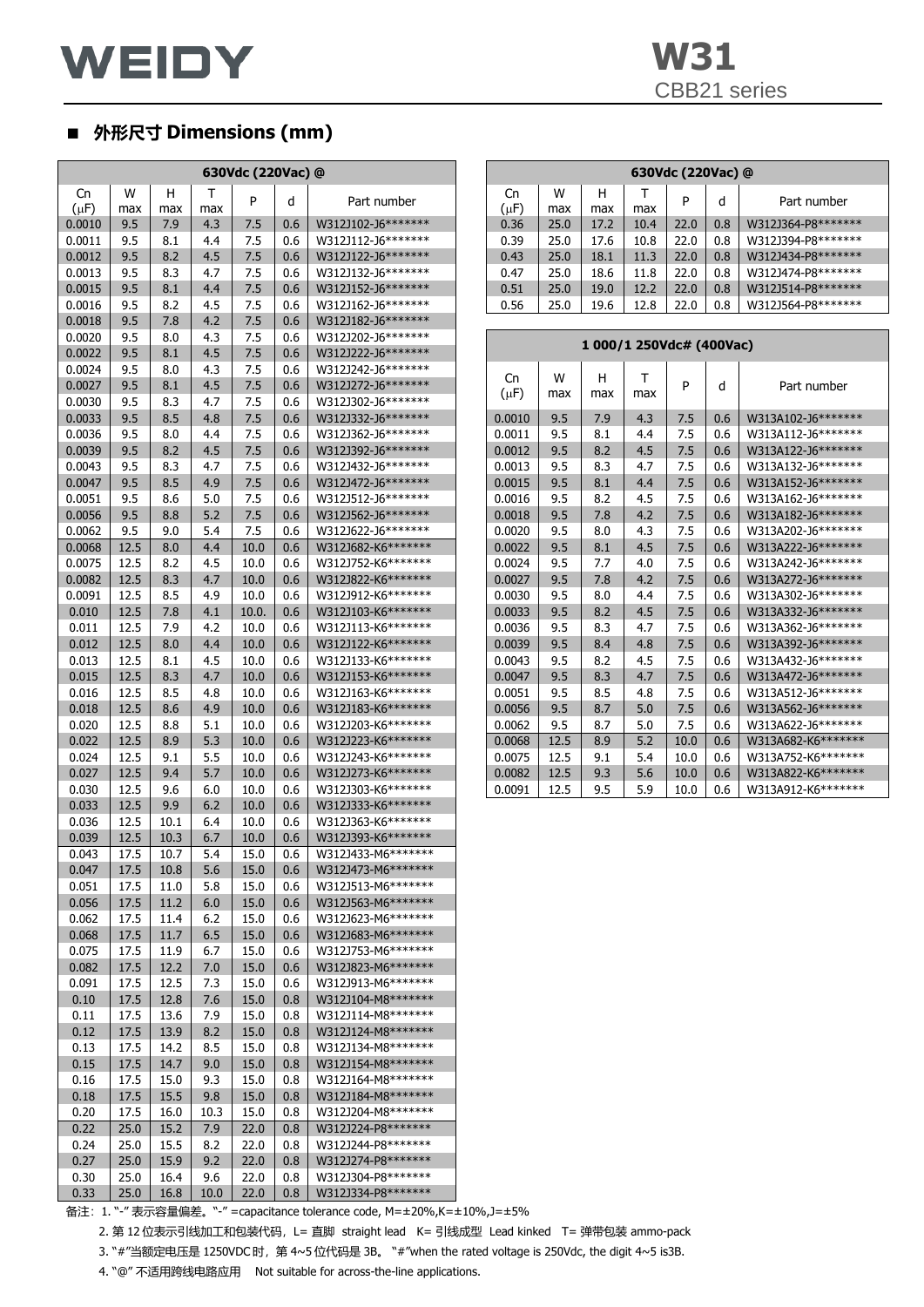## ■ 外形尺寸 Dimensions (mm)

| 630Vdc (220Vac) @ | | | | | | |
|---|---|---|---|---|---|---|
| Cn (μF) | W max | H max | T max | P | d | Part number |
| 0.0010 | 9.5 | 7.9 | 4.3 | 7.5 | 0.6 | W312J102-J6******* |
| 0.0011 | 9.5 | 8.1 | 4.4 | 7.5 | 0.6 | W312J112-J6******* |
| 0.0012 | 9.5 | 8.2 | 4.5 | 7.5 | 0.6 | W312J122-J6******* |
| 0.0013 | 9.5 | 8.3 | 4.7 | 7.5 | 0.6 | W312J132-J6******* |
| 0.0015 | 9.5 | 8.1 | 4.4 | 7.5 | 0.6 | W312J152-J6******* |
| 0.0016 | 9.5 | 8.2 | 4.5 | 7.5 | 0.6 | W312J162-J6******* |
| 0.0018 | 9.5 | 7.8 | 4.2 | 7.5 | 0.6 | W312J182-J6******* |
| 0.0020 | 9.5 | 8.0 | 4.3 | 7.5 | 0.6 | W312J202-J6******* |
| 0.0022 | 9.5 | 8.1 | 4.5 | 7.5 | 0.6 | W312J222-J6******* |
| 0.0024 | 9.5 | 8.0 | 4.3 | 7.5 | 0.6 | W312J242-J6******* |
| 0.0027 | 9.5 | 8.1 | 4.5 | 7.5 | 0.6 | W312J272-J6******* |
| 0.0030 | 9.5 | 8.3 | 4.7 | 7.5 | 0.6 | W312J302-J6******* |
| 0.0033 | 9.5 | 8.5 | 4.8 | 7.5 | 0.6 | W312J332-J6******* |
| 0.0036 | 9.5 | 8.0 | 4.4 | 7.5 | 0.6 | W312J362-J6******* |
| 0.0039 | 9.5 | 8.2 | 4.5 | 7.5 | 0.6 | W312J392-J6******* |
| 0.0043 | 9.5 | 8.3 | 4.7 | 7.5 | 0.6 | W312J432-J6******* |
| 0.0047 | 9.5 | 8.5 | 4.9 | 7.5 | 0.6 | W312J472-J6******* |
| 0.0051 | 9.5 | 8.6 | 5.0 | 7.5 | 0.6 | W312J512-J6******* |
| 0.0056 | 9.5 | 8.8 | 5.2 | 7.5 | 0.6 | W312J562-J6******* |
| 0.0062 | 9.5 | 9.0 | 5.4 | 7.5 | 0.6 | W312J622-J6******* |
| 0.0068 | 12.5 | 8.0 | 4.4 | 10.0 | 0.6 | W312J682-K6******* |
| 0.0075 | 12.5 | 8.2 | 4.5 | 10.0 | 0.6 | W312J752-K6******* |
| 0.0082 | 12.5 | 8.3 | 4.7 | 10.0 | 0.6 | W312J822-K6******* |
| 0.0091 | 12.5 | 8.5 | 4.9 | 10.0 | 0.6 | W312J912-K6******* |
| 0.010 | 12.5 | 7.8 | 4.1 | 10.0. | 0.6 | W312J103-K6******* |
| 0.011 | 12.5 | 7.9 | 4.2 | 10.0 | 0.6 | W312J113-K6******* |
| 0.012 | 12.5 | 8.0 | 4.4 | 10.0 | 0.6 | W312J122-K6******* |
| 0.013 | 12.5 | 8.1 | 4.5 | 10.0 | 0.6 | W312J133-K6******* |
| 0.015 | 12.5 | 8.3 | 4.7 | 10.0 | 0.6 | W312J153-K6******* |
| 0.016 | 12.5 | 8.5 | 4.8 | 10.0 | 0.6 | W312J163-K6******* |
| 0.018 | 12.5 | 8.6 | 4.9 | 10.0 | 0.6 | W312J183-K6******* |
| 0.020 | 12.5 | 8.8 | 5.1 | 10.0 | 0.6 | W312J203-K6******* |
| 0.022 | 12.5 | 8.9 | 5.3 | 10.0 | 0.6 | W312J223-K6******* |
| 0.024 | 12.5 | 9.1 | 5.5 | 10.0 | 0.6 | W312J243-K6******* |
| 0.027 | 12.5 | 9.4 | 5.7 | 10.0 | 0.6 | W312J273-K6******* |
| 0.030 | 12.5 | 9.6 | 6.0 | 10.0 | 0.6 | W312J303-K6******* |
| 0.033 | 12.5 | 9.9 | 6.2 | 10.0 | 0.6 | W312J333-K6******* |
| 0.036 | 12.5 | 10.1 | 6.4 | 10.0 | 0.6 | W312J363-K6******* |
| 0.039 | 12.5 | 10.3 | 6.7 | 10.0 | 0.6 | W312J393-K6******* |
| 0.043 | 17.5 | 10.7 | 5.4 | 15.0 | 0.6 | W312J433-M6******* |
| 0.047 | 17.5 | 10.8 | 5.6 | 15.0 | 0.6 | W312J473-M6******* |
| 0.051 | 17.5 | 11.0 | 5.8 | 15.0 | 0.6 | W312J513-M6******* |
| 0.056 | 17.5 | 11.2 | 6.0 | 15.0 | 0.6 | W312J563-M6******* |
| 0.062 | 17.5 | 11.4 | 6.2 | 15.0 | 0.6 | W312J623-M6******* |
| 0.068 | 17.5 | 11.7 | 6.5 | 15.0 | 0.6 | W312J683-M6******* |
| 0.075 | 17.5 | 11.9 | 6.7 | 15.0 | 0.6 | W312J753-M6******* |
| 0.082 | 17.5 | 12.2 | 7.0 | 15.0 | 0.6 | W312J823-M6******* |
| 0.091 | 17.5 | 12.5 | 7.3 | 15.0 | 0.6 | W312J913-M6******* |
| 0.10 | 17.5 | 12.8 | 7.6 | 15.0 | 0.8 | W312J104-M8******* |
| 0.11 | 17.5 | 13.6 | 7.9 | 15.0 | 0.8 | W312J114-M8******* |
| 0.12 | 17.5 | 13.9 | 8.2 | 15.0 | 0.8 | W312J124-M8******* |
| 0.13 | 17.5 | 14.2 | 8.5 | 15.0 | 0.8 | W312J134-M8******* |
| 0.15 | 17.5 | 14.7 | 9.0 | 15.0 | 0.8 | W312J154-M8******* |
| 0.16 | 17.5 | 15.0 | 9.3 | 15.0 | 0.8 | W312J164-M8******* |
| 0.18 | 17.5 | 15.5 | 9.8 | 15.0 | 0.8 | W312J184-M8******* |
| 0.20 | 17.5 | 16.0 | 10.3 | 15.0 | 0.8 | W312J204-M8******* |
| 0.22 | 25.0 | 15.2 | 7.9 | 22.0 | 0.8 | W312J224-P8******* |
| 0.24 | 25.0 | 15.5 | 8.2 | 22.0 | 0.8 | W312J244-P8******* |
| 0.27 | 25.0 | 15.9 | 9.2 | 22.0 | 0.8 | W312J274-P8******* |
| 0.30 | 25.0 | 16.4 | 9.6 | 22.0 | 0.8 | W312J304-P8******* |
| 0.33 | 25.0 | 16.8 | 10.0 | 22.0 | 0.8 | W312J334-P8******* |
| 0.36 | 25.0 | 17.2 | 10.4 | 22.0 | 0.8 | W312J364-P8******* |
| 0.39 | 25.0 | 17.6 | 10.8 | 22.0 | 0.8 | W312J394-P8******* |
| 0.43 | 25.0 | 18.1 | 11.3 | 22.0 | 0.8 | W312J434-P8******* |
| 0.47 | 25.0 | 18.6 | 11.8 | 22.0 | 0.8 | W312J474-P8******* |
| 0.51 | 25.0 | 19.0 | 12.2 | 22.0 | 0.8 | W312J514-P8******* |
| 0.56 | 25.0 | 19.6 | 12.8 | 22.0 | 0.8 | W312J564-P8******* |

| 1 000/1 250Vdc# (400Vac) | | | | | | |
|---|---|---|---|---|---|---|
| Cn (μF) | W max | H max | T max | P | d | Part number |
| 0.0010 | 9.5 | 7.9 | 4.3 | 7.5 | 0.6 | W313A102-J6******* |
| 0.0011 | 9.5 | 8.1 | 4.4 | 7.5 | 0.6 | W313A112-J6******* |
| 0.0012 | 9.5 | 8.2 | 4.5 | 7.5 | 0.6 | W313A122-J6******* |
| 0.0013 | 9.5 | 8.3 | 4.7 | 7.5 | 0.6 | W313A132-J6******* |
| 0.0015 | 9.5 | 8.1 | 4.4 | 7.5 | 0.6 | W313A152-J6******* |
| 0.0016 | 9.5 | 8.2 | 4.5 | 7.5 | 0.6 | W313A162-J6******* |
| 0.0018 | 9.5 | 7.8 | 4.2 | 7.5 | 0.6 | W313A182-J6******* |
| 0.0020 | 9.5 | 8.0 | 4.3 | 7.5 | 0.6 | W313A202-J6******* |
| 0.0022 | 9.5 | 8.1 | 4.5 | 7.5 | 0.6 | W313A222-J6******* |
| 0.0024 | 9.5 | 7.7 | 4.0 | 7.5 | 0.6 | W313A242-J6******* |
| 0.0027 | 9.5 | 7.8 | 4.2 | 7.5 | 0.6 | W313A272-J6******* |
| 0.0030 | 9.5 | 8.0 | 4.4 | 7.5 | 0.6 | W313A302-J6******* |
| 0.0033 | 9.5 | 8.2 | 4.5 | 7.5 | 0.6 | W313A332-J6******* |
| 0.0036 | 9.5 | 8.3 | 4.7 | 7.5 | 0.6 | W313A362-J6******* |
| 0.0039 | 9.5 | 8.4 | 4.8 | 7.5 | 0.6 | W313A392-J6******* |
| 0.0043 | 9.5 | 8.2 | 4.5 | 7.5 | 0.6 | W313A432-J6******* |
| 0.0047 | 9.5 | 8.3 | 4.7 | 7.5 | 0.6 | W313A472-J6******* |
| 0.0051 | 9.5 | 8.5 | 4.8 | 7.5 | 0.6 | W313A512-J6******* |
| 0.0056 | 9.5 | 8.7 | 5.0 | 7.5 | 0.6 | W313A562-J6******* |
| 0.0062 | 9.5 | 8.7 | 5.0 | 7.5 | 0.6 | W313A622-J6******* |
| 0.0068 | 12.5 | 8.9 | 5.2 | 10.0 | 0.6 | W313A682-K6******* |
| 0.0075 | 12.5 | 9.1 | 5.4 | 10.0 | 0.6 | W313A752-K6******* |
| 0.0082 | 12.5 | 9.3 | 5.6 | 10.0 | 0.6 | W313A822-K6******* |
| 0.0091 | 12.5 | 9.5 | 5.9 | 10.0 | 0.6 | W313A912-K6******* |

备注：1. "-" 表示容量偏差。"-" =capacitance tolerance code, M=±20%,K=±10%,J=±5%

2. 第 12 位表示引线加工和包装代码，L= 直脚 straight lead K= 引线成型 Lead kinked T= 弹带包装 ammo-pack

3. "#"当额定电压是 1250VDC 时，第 4~5 位代码是 3B。"#"when the rated voltage is 250Vdc, the digit 4~5 is3B.

4. "@" 不适用跨线电路应用 Not suitable for across-the-line applications.